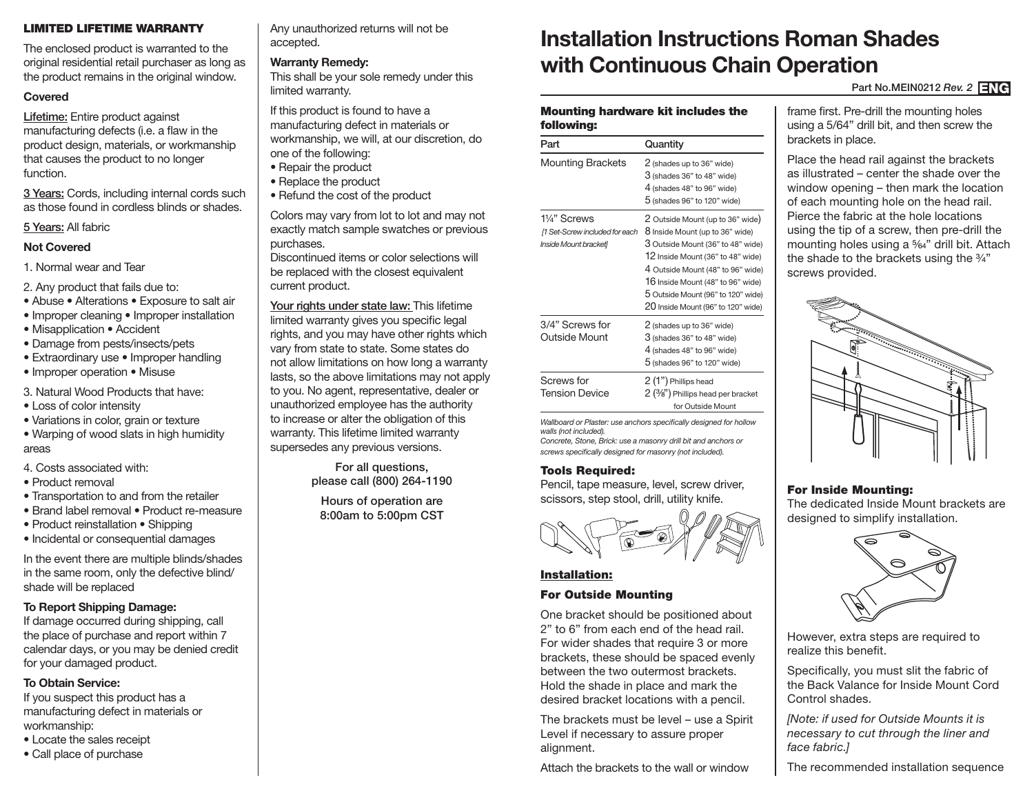### LIMITED LIFETIME WARRANTY

The enclosed product is warranted to the original residential retail purchaser as long as the product remains in the original window.

**Covered**

Lifetime: Entire product against manufacturing defects (i.e. a flaw in the product design, materials, or workmanship that causes the product to no longer function.

3 Years: Cords, including internal cords such as those found in cordless blinds or shades.

5 Years: All fabric

**Not Covered**

1. Normal wear and Tear

2. Any product that fails due to:
- Abuse • Alterations • Exposure to salt air
- Improper cleaning • Improper installation
- Misapplication • Accident
- Damage from pests/insects/pets
- Extraordinary use • Improper handling
- Improper operation • Misuse

3. Natural Wood Products that have:
- Loss of color intensity
- Variations in color, grain or texture
- Warping of wood slats in high humidity areas

4. Costs associated with:
- Product removal
- Transportation to and from the retailer
- Brand label removal • Product re-measure
- Product reinstallation • Shipping
- Incidental or consequential damages

In the event there are multiple blinds/shades in the same room, only the defective blind/shade will be replaced

**To Report Shipping Damage:**
If damage occurred during shipping, call the place of purchase and report within 7 calendar days, or you may be denied credit for your damaged product.

**To Obtain Service:**
If you suspect this product has a manufacturing defect in materials or workmanship:
- Locate the sales receipt
- Call place of purchase

Any unauthorized returns will not be accepted.

**Warranty Remedy:**
This shall be your sole remedy under this limited warranty.

If this product is found to have a manufacturing defect in materials or workmanship, we will, at our discretion, do one of the following:
- Repair the product
- Replace the product
- Refund the cost of the product

Colors may vary from lot to lot and may not exactly match sample swatches or previous purchases.
Discontinued items or color selections will be replaced with the closest equivalent current product.

Your rights under state law: This lifetime limited warranty gives you specific legal rights, and you may have other rights which vary from state to state. Some states do not allow limitations on how long a warranty lasts, so the above limitations may not apply to you. No agent, representative, dealer or unauthorized employee has the authority to increase or alter the obligation of this warranty. This lifetime limited warranty supersedes any previous versions.

For all questions, please call (800) 264-1190

Hours of operation are 8:00am to 5:00pm CST

# Installation Instructions Roman Shades with Continuous Chain Operation

Part No.MEIN0212 *Rev. 2* **ENG**

### Mounting hardware kit includes the following:

| Part | Quantity |
|---|---|
| Mounting Brackets | 2 (shades up to 36" wide)<br>3 (shades 36" to 48" wide)<br>4 (shades 48" to 96" wide)<br>5 (shades 96" to 120" wide) |
| 1¼" Screws<br>*[1 Set-Screw included for each Inside Mount bracket]* | 2 Outside Mount (up to 36" wide)<br>8 Inside Mount (up to 36" wide)<br>3 Outside Mount (36" to 48" wide)<br>12 Inside Mount (36" to 48" wide)<br>4 Outside Mount (48" to 96" wide)<br>16 Inside Mount (48" to 96" wide)<br>5 Outside Mount (96" to 120" wide)<br>20 Inside Mount (96" to 120" wide) |
| 3/4" Screws for Outside Mount | 2 (shades up to 36" wide)<br>3 (shades 36" to 48" wide)<br>4 (shades 48" to 96" wide)<br>5 (shades 96" to 120" wide) |
| Screws for Tension Device | 2 (1") Phillips head<br>2 (⅜") Phillips head per bracket for Outside Mount |

*Wallboard or Plaster: use anchors specifically designed for hollow walls (not included).*
*Concrete, Stone, Brick: use a masonry drill bit and anchors or screws specifically designed for masonry (not included).*

### Tools Required:
Pencil, tape measure, level, screw driver, scissors, step stool, drill, utility knife.

### Installation:

### For Outside Mounting

One bracket should be positioned about 2" to 6" from each end of the head rail. For wider shades that require 3 or more brackets, these should be spaced evenly between the two outermost brackets. Hold the shade in place and mark the desired bracket locations with a pencil.

The brackets must be level – use a Spirit Level if necessary to assure proper alignment.

Attach the brackets to the wall or window frame first. Pre-drill the mounting holes using a 5/64" drill bit, and then screw the brackets in place.

Place the head rail against the brackets as illustrated – center the shade over the window opening – then mark the location of each mounting hole on the head rail. Pierce the fabric at the hole locations using the tip of a screw, then pre-drill the mounting holes using a 5⁄64" drill bit. Attach the shade to the brackets using the ¾" screws provided.

### For Inside Mounting:
The dedicated Inside Mount brackets are designed to simplify installation.

However, extra steps are required to realize this benefit.

Specifically, you must slit the fabric of the Back Valance for Inside Mount Cord Control shades.

*[Note: if used for Outside Mounts it is necessary to cut through the liner and face fabric.]*

The recommended installation sequence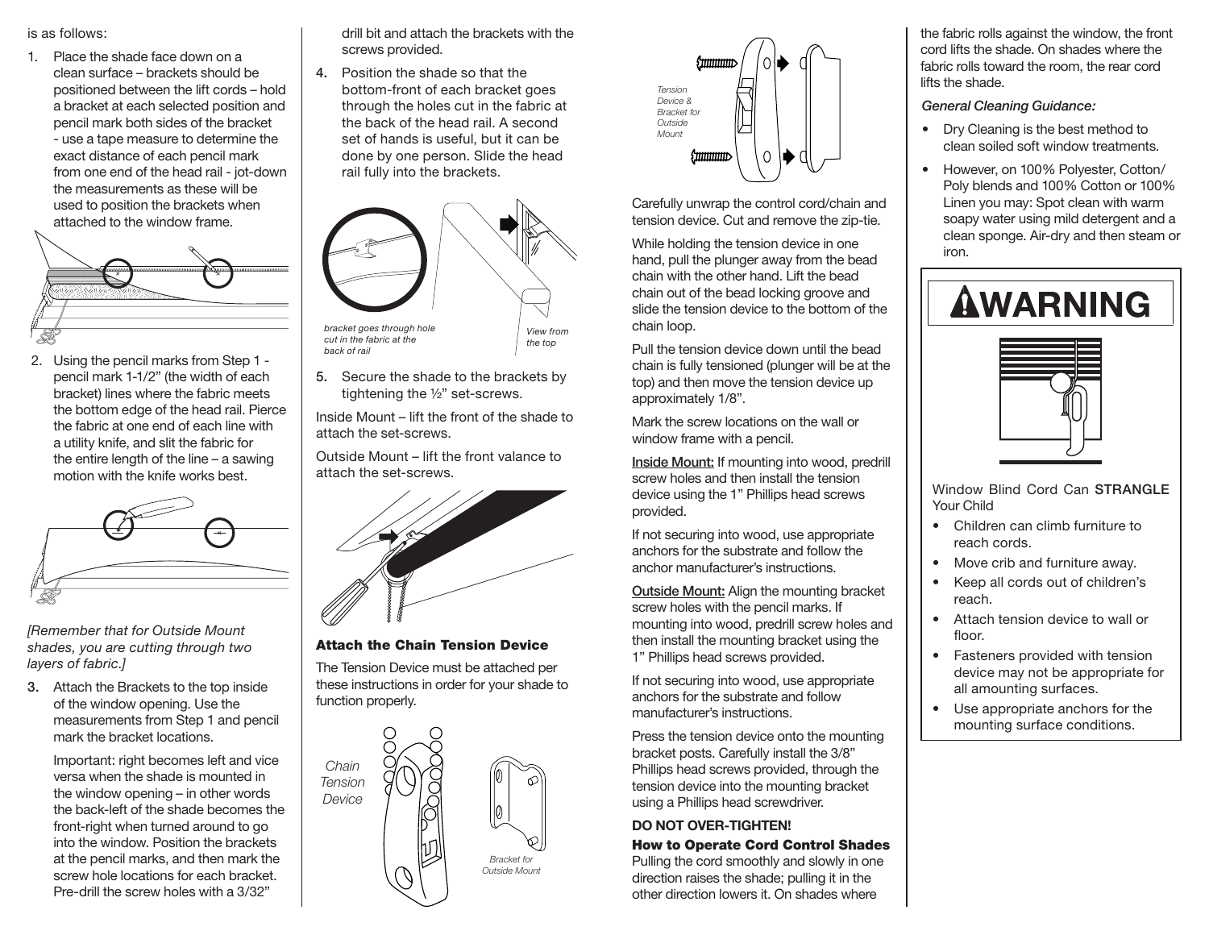is as follows:

1. Place the shade face down on a clean surface – brackets should be positioned between the lift cords – hold a bracket at each selected position and pencil mark both sides of the bracket - use a tape measure to determine the exact distance of each pencil mark from one end of the head rail - jot-down the measurements as these will be used to position the brackets when attached to the window frame.

2. Using the pencil marks from Step 1 - pencil mark 1-1/2" (the width of each bracket) lines where the fabric meets the bottom edge of the head rail. Pierce the fabric at one end of each line with a utility knife, and slit the fabric for the entire length of the line – a sawing motion with the knife works best.

*[Remember that for Outside Mount shades, you are cutting through two layers of fabric.]*

3. Attach the Brackets to the top inside of the window opening. Use the measurements from Step 1 and pencil mark the bracket locations.

   Important: right becomes left and vice versa when the shade is mounted in the window opening – in other words the back-left of the shade becomes the front-right when turned around to go into the window. Position the brackets at the pencil marks, and then mark the screw hole locations for each bracket. Pre-drill the screw holes with a 3/32" drill bit and attach the brackets with the screws provided.

4. Position the shade so that the bottom-front of each bracket goes through the holes cut in the fabric at the back of the head rail. A second set of hands is useful, but it can be done by one person. Slide the head rail fully into the brackets.

*bracket goes through hole cut in the fabric at the back of rail*

*View from the top*

5. Secure the shade to the brackets by tightening the ½" set-screws.

Inside Mount – lift the front of the shade to attach the set-screws.

Outside Mount – lift the front valance to attach the set-screws.

### Attach the Chain Tension Device

The Tension Device must be attached per these instructions in order for your shade to function properly.

*Chain Tension Device*

*Bracket for Outside Mount*

*Tension Device & Bracket for Outside Mount*

Carefully unwrap the control cord/chain and tension device. Cut and remove the zip-tie.

While holding the tension device in one hand, pull the plunger away from the bead chain with the other hand. Lift the bead chain out of the bead locking groove and slide the tension device to the bottom of the chain loop.

Pull the tension device down until the bead chain is fully tensioned (plunger will be at the top) and then move the tension device up approximately 1/8".

Mark the screw locations on the wall or window frame with a pencil.

**Inside Mount:** If mounting into wood, predrill screw holes and then install the tension device using the 1" Phillips head screws provided.

If not securing into wood, use appropriate anchors for the substrate and follow the anchor manufacturer's instructions.

**Outside Mount:** Align the mounting bracket screw holes with the pencil marks. If mounting into wood, predrill screw holes and then install the mounting bracket using the 1" Phillips head screws provided.

If not securing into wood, use appropriate anchors for the substrate and follow manufacturer's instructions.

Press the tension device onto the mounting bracket posts. Carefully install the 3/8" Phillips head screws provided, through the tension device into the mounting bracket using a Phillips head screwdriver.

**DO NOT OVER-TIGHTEN!**

### How to Operate Cord Control Shades

Pulling the cord smoothly and slowly in one direction raises the shade; pulling it in the other direction lowers it. On shades where the fabric rolls against the window, the front cord lifts the shade. On shades where the fabric rolls toward the room, the rear cord lifts the shade.

*General Cleaning Guidance:*

- Dry Cleaning is the best method to clean soiled soft window treatments.
- However, on 100% Polyester, Cotton/Poly blends and 100% Cotton or 100% Linen you may: Spot clean with warm soapy water using mild detergent and a clean sponge. Air-dry and then steam or iron.

## ⚠WARNING

Window Blind Cord Can **STRANGLE** Your Child

- Children can climb furniture to reach cords.
- Move crib and furniture away.
- Keep all cords out of children's reach.
- Attach tension device to wall or floor.
- Fasteners provided with tension device may not be appropriate for all amounting surfaces.
- Use appropriate anchors for the mounting surface conditions.